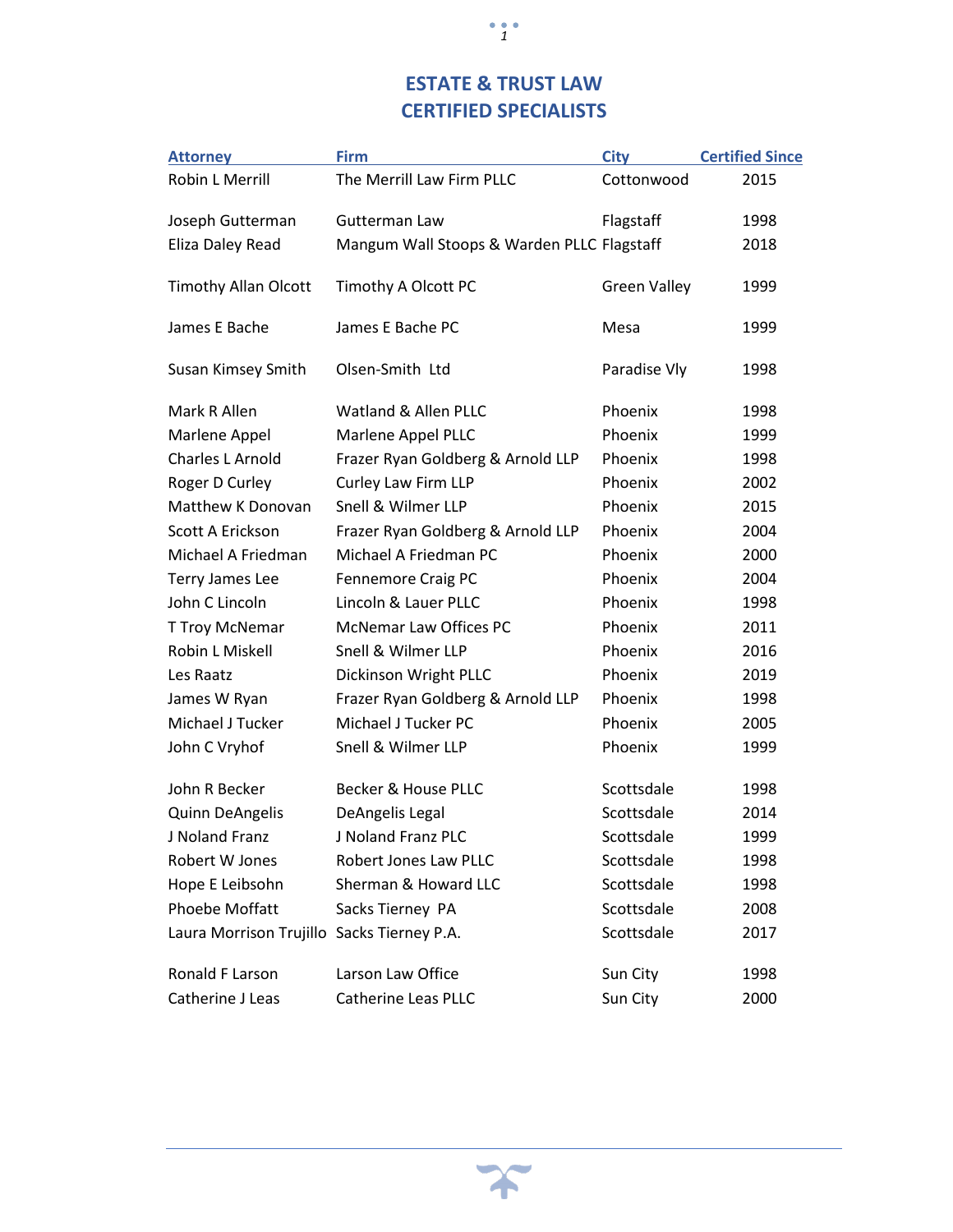# ESTATE & TRUST LAW
# CERTIFIED SPECIALISTS

| Attorney | Firm | City | Certified Since |
|---|---|---|---|
| Robin L Merrill | The Merrill Law Firm PLLC | Cottonwood | 2015 |
| Joseph Gutterman | Gutterman Law | Flagstaff | 1998 |
| Eliza Daley Read | Mangum Wall Stoops & Warden PLLC | Flagstaff | 2018 |
| Timothy Allan Olcott | Timothy A Olcott PC | Green Valley | 1999 |
| James E Bache | James E Bache PC | Mesa | 1999 |
| Susan Kimsey Smith | Olsen-Smith Ltd | Paradise Vly | 1998 |
| Mark R Allen | Watland & Allen PLLC | Phoenix | 1998 |
| Marlene Appel | Marlene Appel PLLC | Phoenix | 1999 |
| Charles L Arnold | Frazer Ryan Goldberg & Arnold LLP | Phoenix | 1998 |
| Roger D Curley | Curley Law Firm LLP | Phoenix | 2002 |
| Matthew K Donovan | Snell & Wilmer LLP | Phoenix | 2015 |
| Scott A Erickson | Frazer Ryan Goldberg & Arnold LLP | Phoenix | 2004 |
| Michael A Friedman | Michael A Friedman PC | Phoenix | 2000 |
| Terry James Lee | Fennemore Craig PC | Phoenix | 2004 |
| John C Lincoln | Lincoln & Lauer PLLC | Phoenix | 1998 |
| T Troy McNemar | McNemar Law Offices PC | Phoenix | 2011 |
| Robin L Miskell | Snell & Wilmer LLP | Phoenix | 2016 |
| Les Raatz | Dickinson Wright PLLC | Phoenix | 2019 |
| James W Ryan | Frazer Ryan Goldberg & Arnold LLP | Phoenix | 1998 |
| Michael J Tucker | Michael J Tucker PC | Phoenix | 2005 |
| John C Vryhof | Snell & Wilmer LLP | Phoenix | 1999 |
| John R Becker | Becker & House PLLC | Scottsdale | 1998 |
| Quinn DeAngelis | DeAngelis Legal | Scottsdale | 2014 |
| J Noland Franz | J Noland Franz PLC | Scottsdale | 1999 |
| Robert W Jones | Robert Jones Law PLLC | Scottsdale | 1998 |
| Hope E Leibsohn | Sherman & Howard LLC | Scottsdale | 1998 |
| Phoebe Moffatt | Sacks Tierney PA | Scottsdale | 2008 |
| Laura Morrison Trujillo | Sacks Tierney P.A. | Scottsdale | 2017 |
| Ronald F Larson | Larson Law Office | Sun City | 1998 |
| Catherine J Leas | Catherine Leas PLLC | Sun City | 2000 |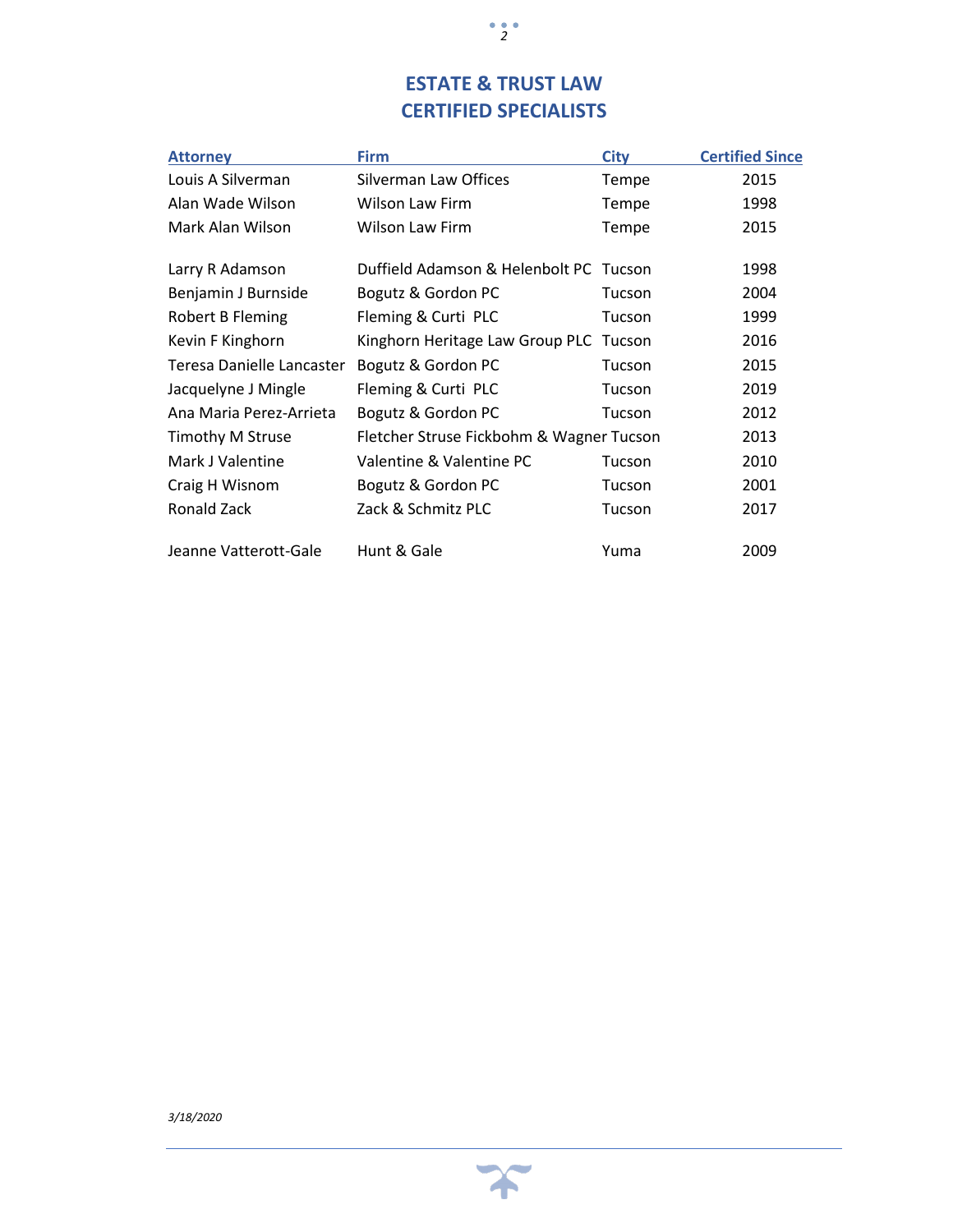# ESTATE & TRUST LAW
# CERTIFIED SPECIALISTS

| Attorney | Firm | City | Certified Since |
|---|---|---|---|
| Louis A Silverman | Silverman Law Offices | Tempe | 2015 |
| Alan Wade Wilson | Wilson Law Firm | Tempe | 1998 |
| Mark Alan Wilson | Wilson Law Firm | Tempe | 2015 |
| Larry R Adamson | Duffield Adamson & Helenbolt PC | Tucson | 1998 |
| Benjamin J Burnside | Bogutz & Gordon PC | Tucson | 2004 |
| Robert B Fleming | Fleming & Curti PLC | Tucson | 1999 |
| Kevin F Kinghorn | Kinghorn Heritage Law Group PLC | Tucson | 2016 |
| Teresa Danielle Lancaster | Bogutz & Gordon PC | Tucson | 2015 |
| Jacquelyne J Mingle | Fleming & Curti PLC | Tucson | 2019 |
| Ana Maria Perez-Arrieta | Bogutz & Gordon PC | Tucson | 2012 |
| Timothy M Struse | Fletcher Struse Fickbohm & Wagner | Tucson | 2013 |
| Mark J Valentine | Valentine & Valentine PC | Tucson | 2010 |
| Craig H Wisnom | Bogutz & Gordon PC | Tucson | 2001 |
| Ronald Zack | Zack & Schmitz PLC | Tucson | 2017 |
| Jeanne Vatterott-Gale | Hunt & Gale | Yuma | 2009 |

*3/18/2020*